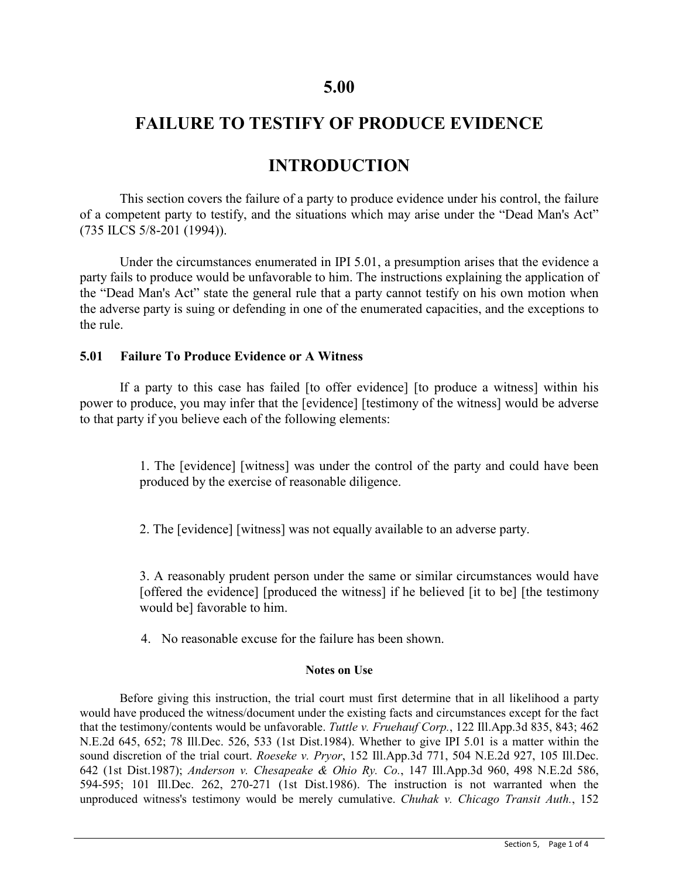# 5.00

# FAILURE TO TESTIFY OF PRODUCE EVIDENCE

# INTRODUCTION

This section covers the failure of a party to produce evidence under his control, the failure of a competent party to testify, and the situations which may arise under the "Dead Man's Act" (735 ILCS 5/8-201 (1994)).

Under the circumstances enumerated in IPI 5.01, a presumption arises that the evidence a party fails to produce would be unfavorable to him. The instructions explaining the application of the "Dead Man's Act" state the general rule that a party cannot testify on his own motion when the adverse party is suing or defending in one of the enumerated capacities, and the exceptions to the rule.

### 5.01 Failure To Produce Evidence or A Witness

If a party to this case has failed [to offer evidence] [to produce a witness] within his power to produce, you may infer that the [evidence] [testimony of the witness] would be adverse to that party if you believe each of the following elements:

> 1. The [evidence] [witness] was under the control of the party and could have been produced by the exercise of reasonable diligence.
>
> 2. The [evidence] [witness] was not equally available to an adverse party.
>
> 3. A reasonably prudent person under the same or similar circumstances would have [offered the evidence] [produced the witness] if he believed [it to be] [the testimony would be] favorable to him.
>
> 4. No reasonable excuse for the failure has been shown.

**Notes on Use**

Before giving this instruction, the trial court must first determine that in all likelihood a party would have produced the witness/document under the existing facts and circumstances except for the fact that the testimony/contents would be unfavorable. *Tuttle v. Fruehauf Corp.*, 122 Ill.App.3d 835, 843; 462 N.E.2d 645, 652; 78 Ill.Dec. 526, 533 (1st Dist.1984). Whether to give IPI 5.01 is a matter within the sound discretion of the trial court. *Roeseke v. Pryor*, 152 Ill.App.3d 771, 504 N.E.2d 927, 105 Ill.Dec. 642 (1st Dist.1987); *Anderson v. Chesapeake & Ohio Ry. Co.*, 147 Ill.App.3d 960, 498 N.E.2d 586, 594-595; 101 Ill.Dec. 262, 270-271 (1st Dist.1986). The instruction is not warranted when the unproduced witness's testimony would be merely cumulative. *Chuhak v. Chicago Transit Auth.*, 152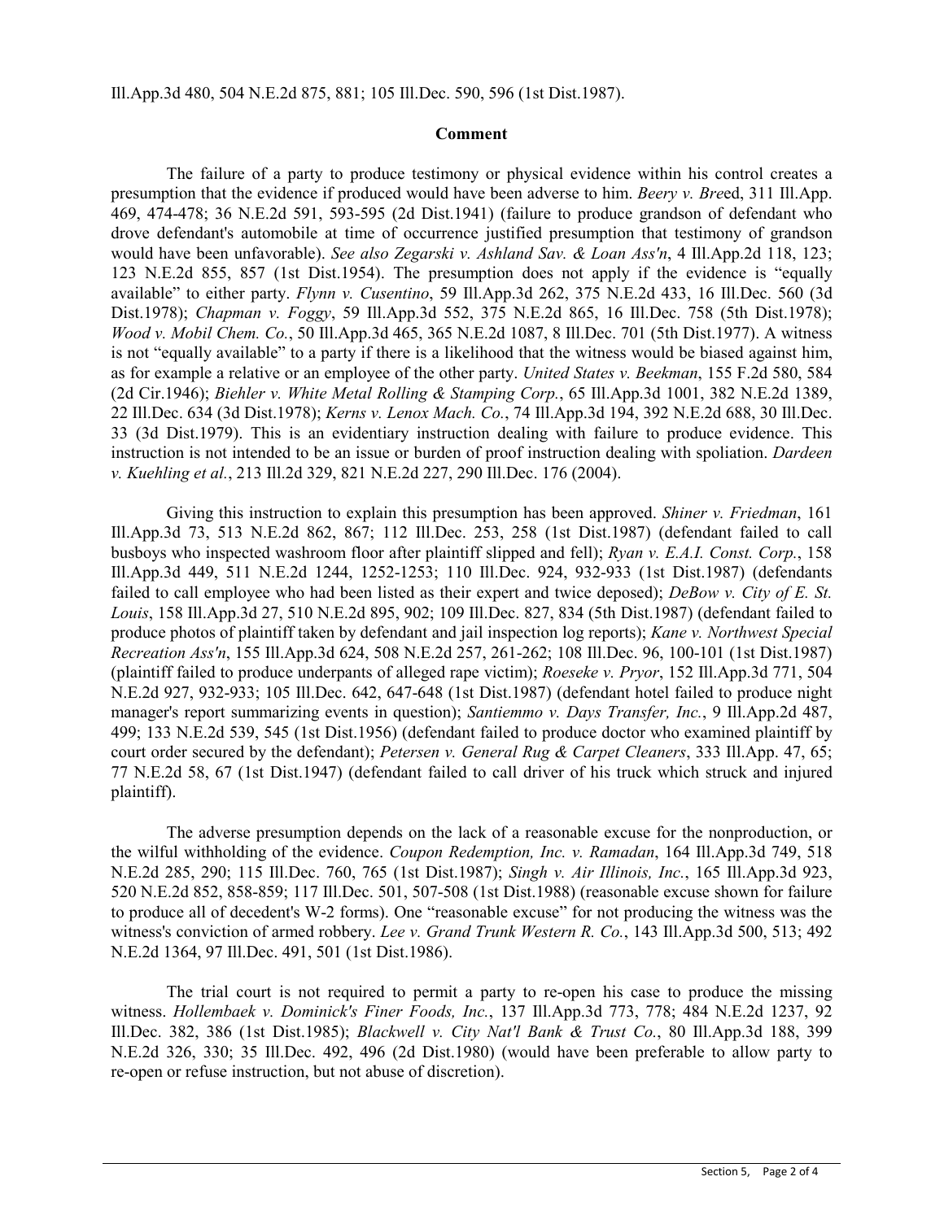Ill.App.3d 480, 504 N.E.2d 875, 881; 105 Ill.Dec. 590, 596 (1st Dist.1987).

**Comment**

The failure of a party to produce testimony or physical evidence within his control creates a presumption that the evidence if produced would have been adverse to him. *Beery v. Breed*, 311 Ill.App. 469, 474-478; 36 N.E.2d 591, 593-595 (2d Dist.1941) (failure to produce grandson of defendant who drove defendant's automobile at time of occurrence justified presumption that testimony of grandson would have been unfavorable). *See also Zegarski v. Ashland Sav. & Loan Ass'n*, 4 Ill.App.2d 118, 123; 123 N.E.2d 855, 857 (1st Dist.1954). The presumption does not apply if the evidence is "equally available" to either party. *Flynn v. Cusentino*, 59 Ill.App.3d 262, 375 N.E.2d 433, 16 Ill.Dec. 560 (3d Dist.1978); *Chapman v. Foggy*, 59 Ill.App.3d 552, 375 N.E.2d 865, 16 Ill.Dec. 758 (5th Dist.1978); *Wood v. Mobil Chem. Co.*, 50 Ill.App.3d 465, 365 N.E.2d 1087, 8 Ill.Dec. 701 (5th Dist.1977). A witness is not "equally available" to a party if there is a likelihood that the witness would be biased against him, as for example a relative or an employee of the other party. *United States v. Beekman*, 155 F.2d 580, 584 (2d Cir.1946); *Biehler v. White Metal Rolling & Stamping Corp.*, 65 Ill.App.3d 1001, 382 N.E.2d 1389, 22 Ill.Dec. 634 (3d Dist.1978); *Kerns v. Lenox Mach. Co.*, 74 Ill.App.3d 194, 392 N.E.2d 688, 30 Ill.Dec. 33 (3d Dist.1979). This is an evidentiary instruction dealing with failure to produce evidence. This instruction is not intended to be an issue or burden of proof instruction dealing with spoliation. *Dardeen v. Kuehling et al.*, 213 Ill.2d 329, 821 N.E.2d 227, 290 Ill.Dec. 176 (2004).

Giving this instruction to explain this presumption has been approved. *Shiner v. Friedman*, 161 Ill.App.3d 73, 513 N.E.2d 862, 867; 112 Ill.Dec. 253, 258 (1st Dist.1987) (defendant failed to call busboys who inspected washroom floor after plaintiff slipped and fell); *Ryan v. E.A.I. Const. Corp.*, 158 Ill.App.3d 449, 511 N.E.2d 1244, 1252-1253; 110 Ill.Dec. 924, 932-933 (1st Dist.1987) (defendants failed to call employee who had been listed as their expert and twice deposed); *DeBow v. City of E. St. Louis*, 158 Ill.App.3d 27, 510 N.E.2d 895, 902; 109 Ill.Dec. 827, 834 (5th Dist.1987) (defendant failed to produce photos of plaintiff taken by defendant and jail inspection log reports); *Kane v. Northwest Special Recreation Ass'n*, 155 Ill.App.3d 624, 508 N.E.2d 257, 261-262; 108 Ill.Dec. 96, 100-101 (1st Dist.1987) (plaintiff failed to produce underpants of alleged rape victim); *Roeseke v. Pryor*, 152 Ill.App.3d 771, 504 N.E.2d 927, 932-933; 105 Ill.Dec. 642, 647-648 (1st Dist.1987) (defendant hotel failed to produce night manager's report summarizing events in question); *Santiemmo v. Days Transfer, Inc.*, 9 Ill.App.2d 487, 499; 133 N.E.2d 539, 545 (1st Dist.1956) (defendant failed to produce doctor who examined plaintiff by court order secured by the defendant); *Petersen v. General Rug & Carpet Cleaners*, 333 Ill.App. 47, 65; 77 N.E.2d 58, 67 (1st Dist.1947) (defendant failed to call driver of his truck which struck and injured plaintiff).

The adverse presumption depends on the lack of a reasonable excuse for the nonproduction, or the wilful withholding of the evidence. *Coupon Redemption, Inc. v. Ramadan*, 164 Ill.App.3d 749, 518 N.E.2d 285, 290; 115 Ill.Dec. 760, 765 (1st Dist.1987); *Singh v. Air Illinois, Inc.*, 165 Ill.App.3d 923, 520 N.E.2d 852, 858-859; 117 Ill.Dec. 501, 507-508 (1st Dist.1988) (reasonable excuse shown for failure to produce all of decedent's W-2 forms). One "reasonable excuse" for not producing the witness was the witness's conviction of armed robbery. *Lee v. Grand Trunk Western R. Co.*, 143 Ill.App.3d 500, 513; 492 N.E.2d 1364, 97 Ill.Dec. 491, 501 (1st Dist.1986).

The trial court is not required to permit a party to re-open his case to produce the missing witness. *Hollembaek v. Dominick's Finer Foods, Inc.*, 137 Ill.App.3d 773, 778; 484 N.E.2d 1237, 92 Ill.Dec. 382, 386 (1st Dist.1985); *Blackwell v. City Nat'l Bank & Trust Co.*, 80 Ill.App.3d 188, 399 N.E.2d 326, 330; 35 Ill.Dec. 492, 496 (2d Dist.1980) (would have been preferable to allow party to re-open or refuse instruction, but not abuse of discretion).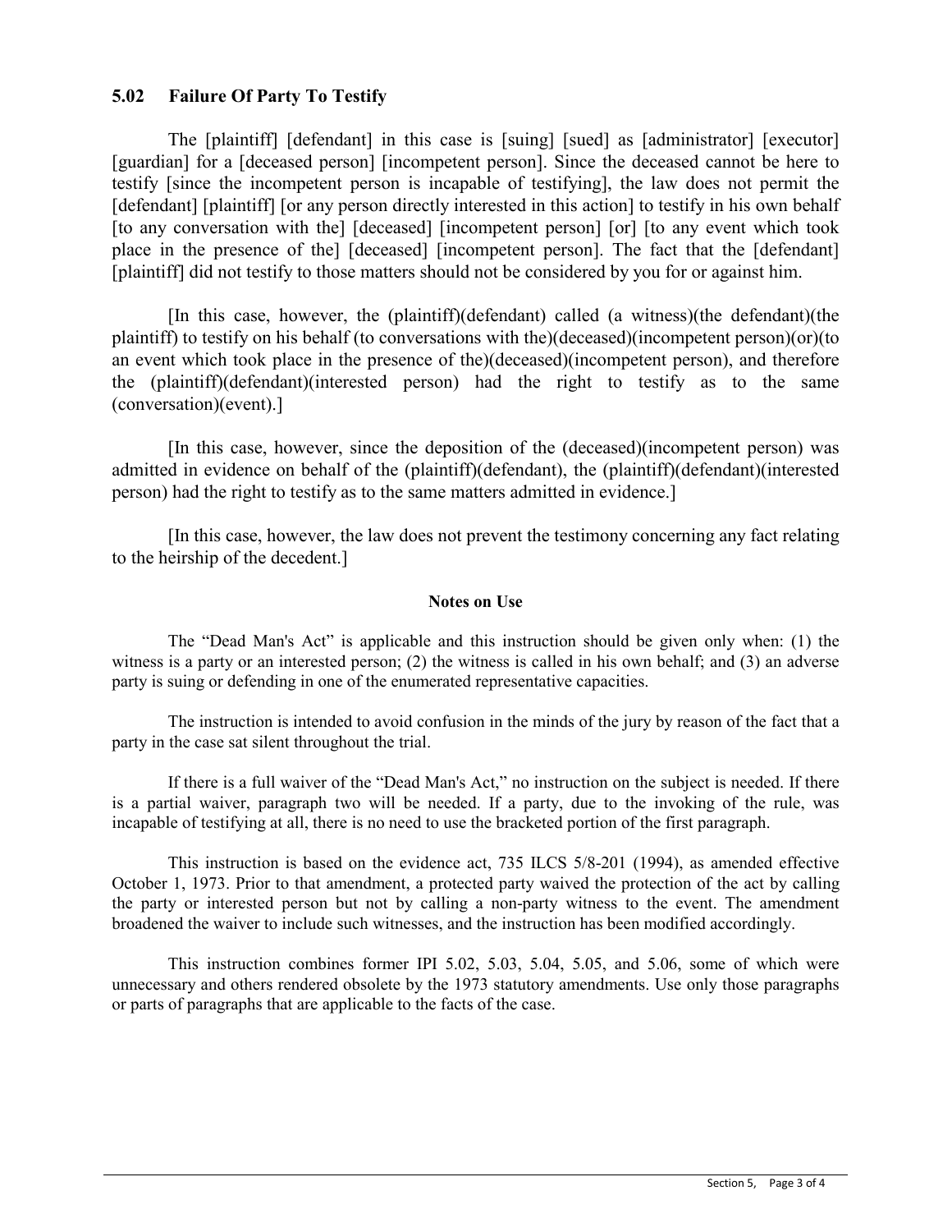## 5.02 Failure Of Party To Testify

The [plaintiff] [defendant] in this case is [suing] [sued] as [administrator] [executor] [guardian] for a [deceased person] [incompetent person]. Since the deceased cannot be here to testify [since the incompetent person is incapable of testifying], the law does not permit the [defendant] [plaintiff] [or any person directly interested in this action] to testify in his own behalf [to any conversation with the] [deceased] [incompetent person] [or] [to any event which took place in the presence of the] [deceased] [incompetent person]. The fact that the [defendant] [plaintiff] did not testify to those matters should not be considered by you for or against him.

[In this case, however, the (plaintiff)(defendant) called (a witness)(the defendant)(the plaintiff) to testify on his behalf (to conversations with the)(deceased)(incompetent person)(or)(to an event which took place in the presence of the)(deceased)(incompetent person), and therefore the (plaintiff)(defendant)(interested person) had the right to testify as to the same (conversation)(event).]

[In this case, however, since the deposition of the (deceased)(incompetent person) was admitted in evidence on behalf of the (plaintiff)(defendant), the (plaintiff)(defendant)(interested person) had the right to testify as to the same matters admitted in evidence.]

[In this case, however, the law does not prevent the testimony concerning any fact relating to the heirship of the decedent.]

### Notes on Use

The "Dead Man's Act" is applicable and this instruction should be given only when: (1) the witness is a party or an interested person; (2) the witness is called in his own behalf; and (3) an adverse party is suing or defending in one of the enumerated representative capacities.

The instruction is intended to avoid confusion in the minds of the jury by reason of the fact that a party in the case sat silent throughout the trial.

If there is a full waiver of the "Dead Man's Act," no instruction on the subject is needed. If there is a partial waiver, paragraph two will be needed. If a party, due to the invoking of the rule, was incapable of testifying at all, there is no need to use the bracketed portion of the first paragraph.

This instruction is based on the evidence act, 735 ILCS 5/8-201 (1994), as amended effective October 1, 1973. Prior to that amendment, a protected party waived the protection of the act by calling the party or interested person but not by calling a non-party witness to the event. The amendment broadened the waiver to include such witnesses, and the instruction has been modified accordingly.

This instruction combines former IPI 5.02, 5.03, 5.04, 5.05, and 5.06, some of which were unnecessary and others rendered obsolete by the 1973 statutory amendments. Use only those paragraphs or parts of paragraphs that are applicable to the facts of the case.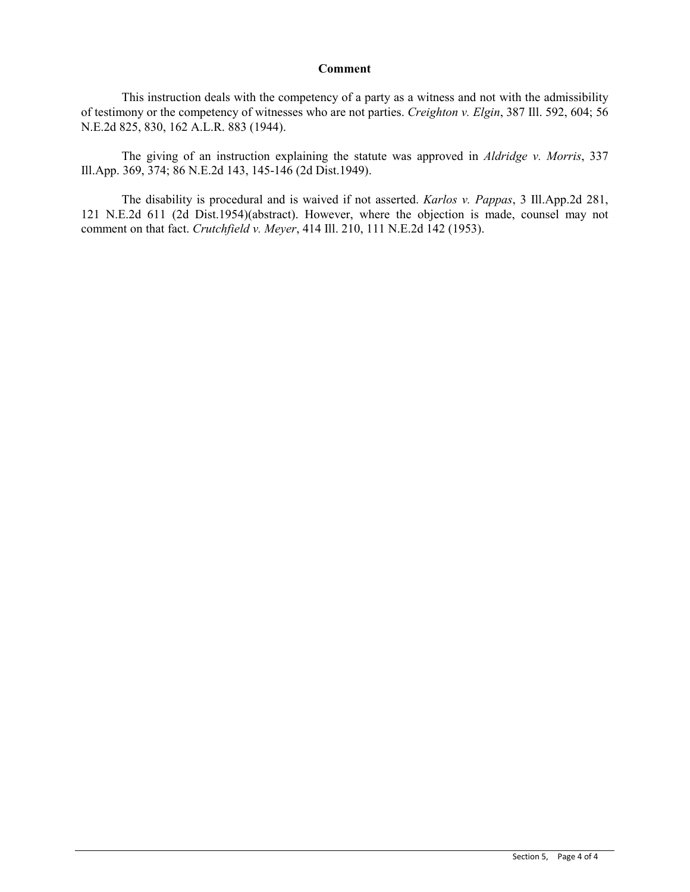## Comment

This instruction deals with the competency of a party as a witness and not with the admissibility of testimony or the competency of witnesses who are not parties. *Creighton v. Elgin*, 387 Ill. 592, 604; 56 N.E.2d 825, 830, 162 A.L.R. 883 (1944).

The giving of an instruction explaining the statute was approved in *Aldridge v. Morris*, 337 Ill.App. 369, 374; 86 N.E.2d 143, 145-146 (2d Dist.1949).

The disability is procedural and is waived if not asserted. *Karlos v. Pappas*, 3 Ill.App.2d 281, 121 N.E.2d 611 (2d Dist.1954)(abstract). However, where the objection is made, counsel may not comment on that fact. *Crutchfield v. Meyer*, 414 Ill. 210, 111 N.E.2d 142 (1953).